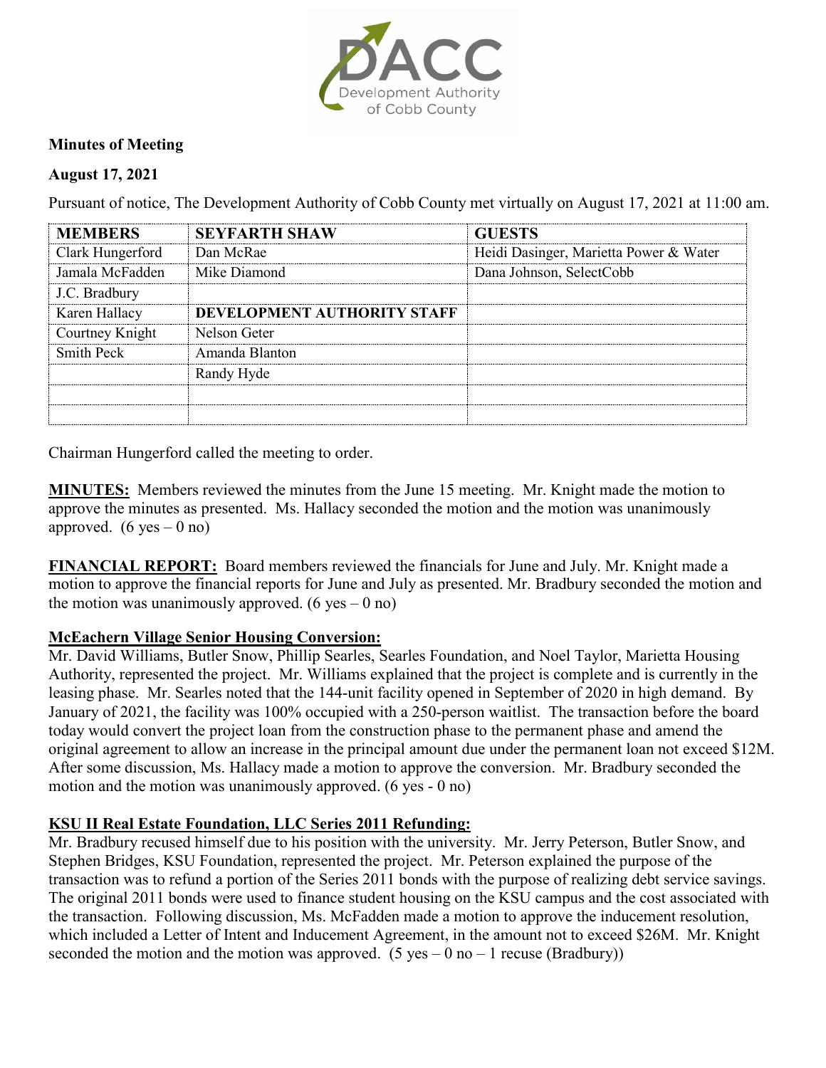**Minutes of Meeting**

**August 17, 2021**

Pursuant of notice, The Development Authority of Cobb County met virtually on August 17, 2021 at 11:00 am.

| MEMBERS | SEYFARTH SHAW | GUESTS |
|---|---|---|
| Clark Hungerford | Dan McRae | Heidi Dasinger, Marietta Power & Water |
| Jamala McFadden | Mike Diamond | Dana Johnson, SelectCobb |
| J.C. Bradbury | | |
| Karen Hallacy | **DEVELOPMENT AUTHORITY STAFF** | |
| Courtney Knight | Nelson Geter | |
| Smith Peck | Amanda Blanton | |
| | Randy Hyde | |
| | | |
| | | |

Chairman Hungerford called the meeting to order.

**MINUTES:** Members reviewed the minutes from the June 15 meeting. Mr. Knight made the motion to approve the minutes as presented. Ms. Hallacy seconded the motion and the motion was unanimously approved. (6 yes – 0 no)

**FINANCIAL REPORT:** Board members reviewed the financials for June and July. Mr. Knight made a motion to approve the financial reports for June and July as presented. Mr. Bradbury seconded the motion and the motion was unanimously approved. (6 yes – 0 no)

**McEachern Village Senior Housing Conversion:**

Mr. David Williams, Butler Snow, Phillip Searles, Searles Foundation, and Noel Taylor, Marietta Housing Authority, represented the project. Mr. Williams explained that the project is complete and is currently in the leasing phase. Mr. Searles noted that the 144-unit facility opened in September of 2020 in high demand. By January of 2021, the facility was 100% occupied with a 250-person waitlist. The transaction before the board today would convert the project loan from the construction phase to the permanent phase and amend the original agreement to allow an increase in the principal amount due under the permanent loan not exceed $12M. After some discussion, Ms. Hallacy made a motion to approve the conversion. Mr. Bradbury seconded the motion and the motion was unanimously approved. (6 yes - 0 no)

**KSU II Real Estate Foundation, LLC Series 2011 Refunding:**

Mr. Bradbury recused himself due to his position with the university. Mr. Jerry Peterson, Butler Snow, and Stephen Bridges, KSU Foundation, represented the project. Mr. Peterson explained the purpose of the transaction was to refund a portion of the Series 2011 bonds with the purpose of realizing debt service savings. The original 2011 bonds were used to finance student housing on the KSU campus and the cost associated with the transaction. Following discussion, Ms. McFadden made a motion to approve the inducement resolution, which included a Letter of Intent and Inducement Agreement, in the amount not to exceed $26M. Mr. Knight seconded the motion and the motion was approved. (5 yes – 0 no – 1 recuse (Bradbury))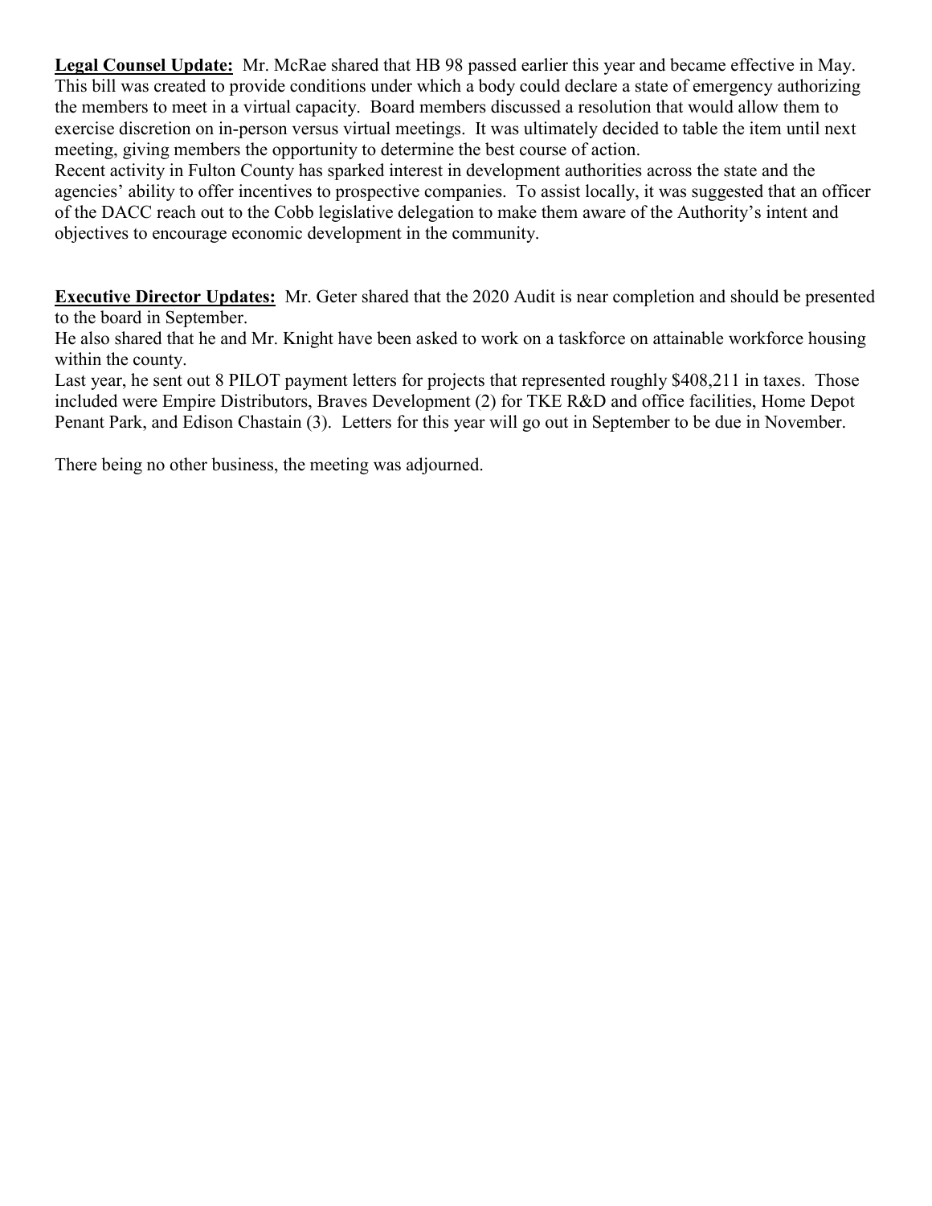**Legal Counsel Update:** Mr. McRae shared that HB 98 passed earlier this year and became effective in May. This bill was created to provide conditions under which a body could declare a state of emergency authorizing the members to meet in a virtual capacity. Board members discussed a resolution that would allow them to exercise discretion on in-person versus virtual meetings. It was ultimately decided to table the item until next meeting, giving members the opportunity to determine the best course of action.
Recent activity in Fulton County has sparked interest in development authorities across the state and the agencies' ability to offer incentives to prospective companies. To assist locally, it was suggested that an officer of the DACC reach out to the Cobb legislative delegation to make them aware of the Authority's intent and objectives to encourage economic development in the community.

**Executive Director Updates:** Mr. Geter shared that the 2020 Audit is near completion and should be presented to the board in September.
He also shared that he and Mr. Knight have been asked to work on a taskforce on attainable workforce housing within the county.
Last year, he sent out 8 PILOT payment letters for projects that represented roughly $408,211 in taxes. Those included were Empire Distributors, Braves Development (2) for TKE R&D and office facilities, Home Depot Penant Park, and Edison Chastain (3). Letters for this year will go out in September to be due in November.

There being no other business, the meeting was adjourned.